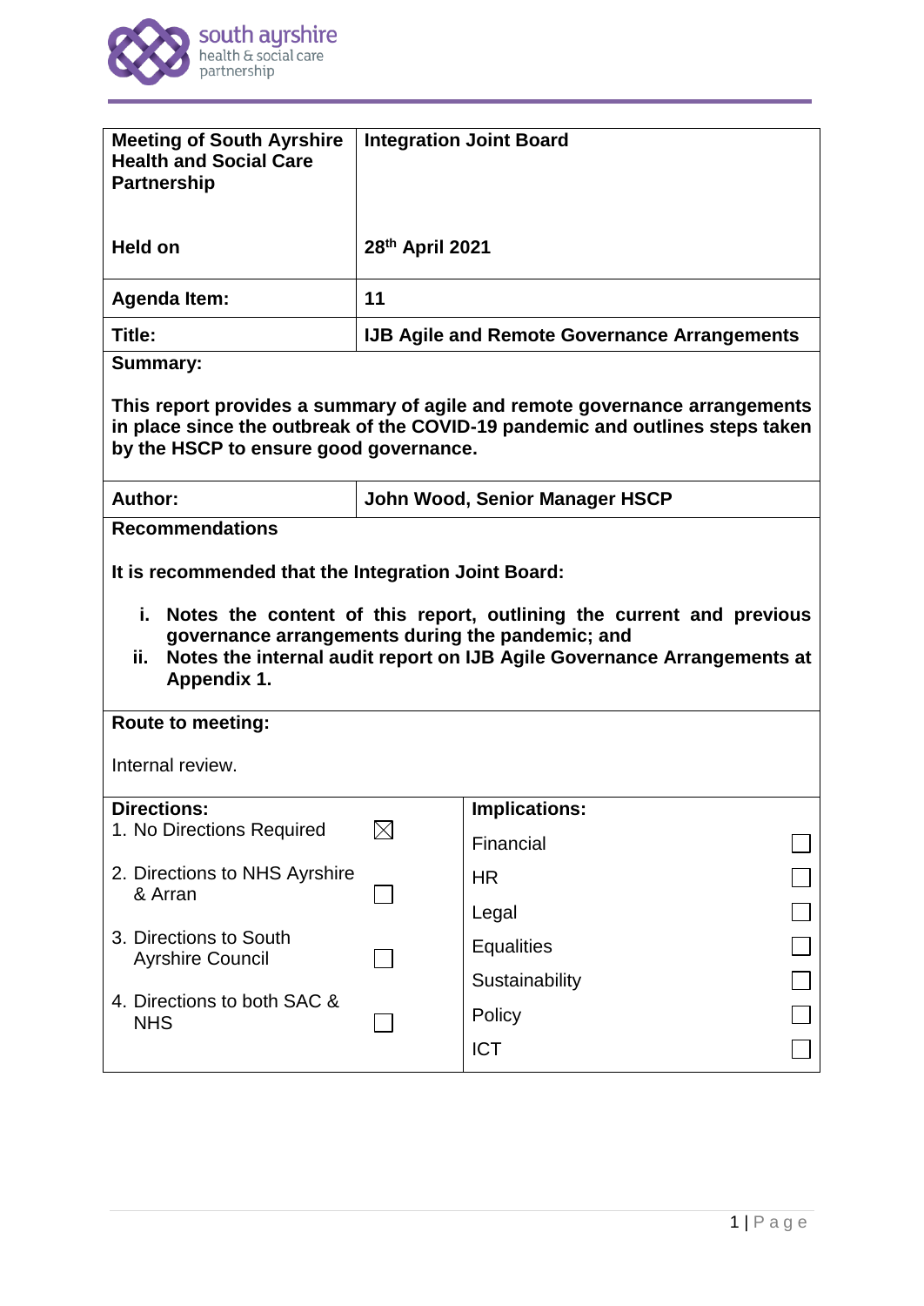| **Meeting of South Ayrshire Health and Social Care Partnership** | **Integration Joint Board** |
|---|---|
| **Held on** | **28th April 2021** |
| **Agenda Item:** | **11** |
| **Title:** | **IJB Agile and Remote Governance Arrangements** |

**Summary:**

**This report provides a summary of agile and remote governance arrangements in place since the outbreak of the COVID-19 pandemic and outlines steps taken by the HSCP to ensure good governance.**

| **Author:** | **John Wood, Senior Manager HSCP** |
|---|---|

**Recommendations**

**It is recommended that the Integration Joint Board:**

i. **Notes the content of this report, outlining the current and previous governance arrangements during the pandemic; and**
ii. **Notes the internal audit report on IJB Agile Governance Arrangements at Appendix 1.**

**Route to meeting:**

Internal review.

| **Directions:** | | **Implications:** | |
|---|---|---|---|
| 1. No Directions Required | ☒ | Financial | ☐ |
| 2. Directions to NHS Ayrshire & Arran | ☐ | HR | ☐ |
| | | Legal | ☐ |
| 3. Directions to South Ayrshire Council | ☐ | Equalities | ☐ |
| | | Sustainability | ☐ |
| 4. Directions to both SAC & NHS | ☐ | Policy | ☐ |
| | | ICT | ☐ |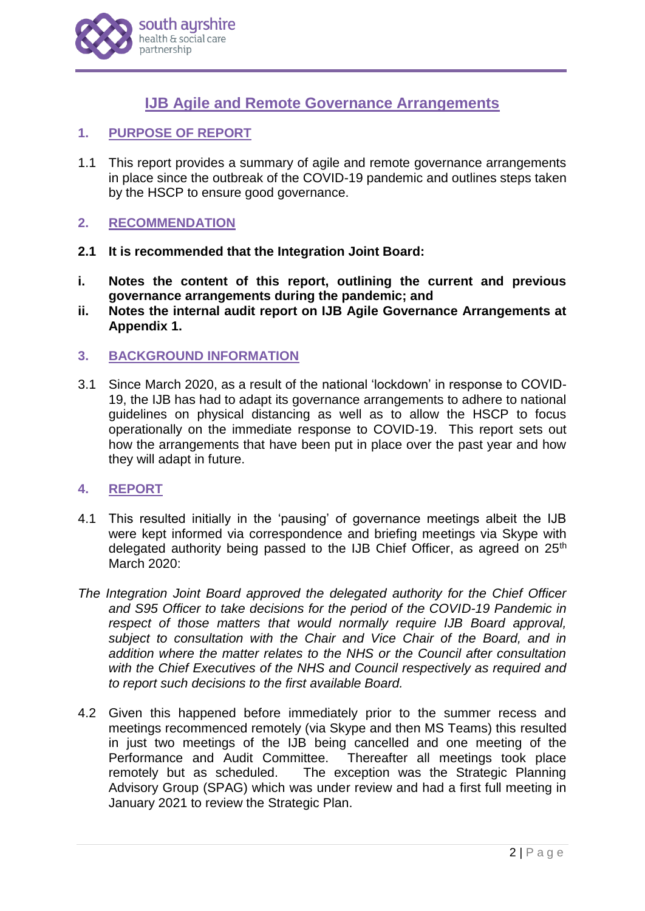# IJB Agile and Remote Governance Arrangements

## 1. PURPOSE OF REPORT

1.1 This report provides a summary of agile and remote governance arrangements in place since the outbreak of the COVID-19 pandemic and outlines steps taken by the HSCP to ensure good governance.

## 2. RECOMMENDATION

**2.1 It is recommended that the Integration Joint Board:**

**i. Notes the content of this report, outlining the current and previous governance arrangements during the pandemic; and**

**ii. Notes the internal audit report on IJB Agile Governance Arrangements at Appendix 1.**

## 3. BACKGROUND INFORMATION

3.1 Since March 2020, as a result of the national 'lockdown' in response to COVID-19, the IJB has had to adapt its governance arrangements to adhere to national guidelines on physical distancing as well as to allow the HSCP to focus operationally on the immediate response to COVID-19. This report sets out how the arrangements that have been put in place over the past year and how they will adapt in future.

## 4. REPORT

4.1 This resulted initially in the 'pausing' of governance meetings albeit the IJB were kept informed via correspondence and briefing meetings via Skype with delegated authority being passed to the IJB Chief Officer, as agreed on 25th March 2020:

*The Integration Joint Board approved the delegated authority for the Chief Officer and S95 Officer to take decisions for the period of the COVID-19 Pandemic in respect of those matters that would normally require IJB Board approval, subject to consultation with the Chair and Vice Chair of the Board, and in addition where the matter relates to the NHS or the Council after consultation with the Chief Executives of the NHS and Council respectively as required and to report such decisions to the first available Board.*

4.2 Given this happened before immediately prior to the summer recess and meetings recommenced remotely (via Skype and then MS Teams) this resulted in just two meetings of the IJB being cancelled and one meeting of the Performance and Audit Committee. Thereafter all meetings took place remotely but as scheduled. The exception was the Strategic Planning Advisory Group (SPAG) which was under review and had a first full meeting in January 2021 to review the Strategic Plan.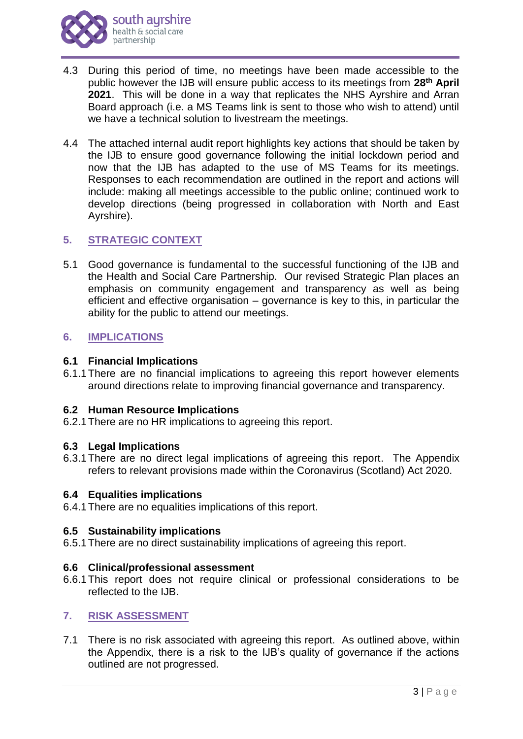4.3 During this period of time, no meetings have been made accessible to the public however the IJB will ensure public access to its meetings from **28th April 2021**. This will be done in a way that replicates the NHS Ayrshire and Arran Board approach (i.e. a MS Teams link is sent to those who wish to attend) until we have a technical solution to livestream the meetings.

4.4 The attached internal audit report highlights key actions that should be taken by the IJB to ensure good governance following the initial lockdown period and now that the IJB has adapted to the use of MS Teams for its meetings. Responses to each recommendation are outlined in the report and actions will include: making all meetings accessible to the public online; continued work to develop directions (being progressed in collaboration with North and East Ayrshire).

## 5. STRATEGIC CONTEXT

5.1 Good governance is fundamental to the successful functioning of the IJB and the Health and Social Care Partnership. Our revised Strategic Plan places an emphasis on community engagement and transparency as well as being efficient and effective organisation – governance is key to this, in particular the ability for the public to attend our meetings.

## 6. IMPLICATIONS

### 6.1 Financial Implications

6.1.1 There are no financial implications to agreeing this report however elements around directions relate to improving financial governance and transparency.

### 6.2 Human Resource Implications

6.2.1 There are no HR implications to agreeing this report.

### 6.3 Legal Implications

6.3.1 There are no direct legal implications of agreeing this report. The Appendix refers to relevant provisions made within the Coronavirus (Scotland) Act 2020.

### 6.4 Equalities implications

6.4.1 There are no equalities implications of this report.

### 6.5 Sustainability implications

6.5.1 There are no direct sustainability implications of agreeing this report.

### 6.6 Clinical/professional assessment

6.6.1 This report does not require clinical or professional considerations to be reflected to the IJB.

## 7. RISK ASSESSMENT

7.1 There is no risk associated with agreeing this report. As outlined above, within the Appendix, there is a risk to the IJB's quality of governance if the actions outlined are not progressed.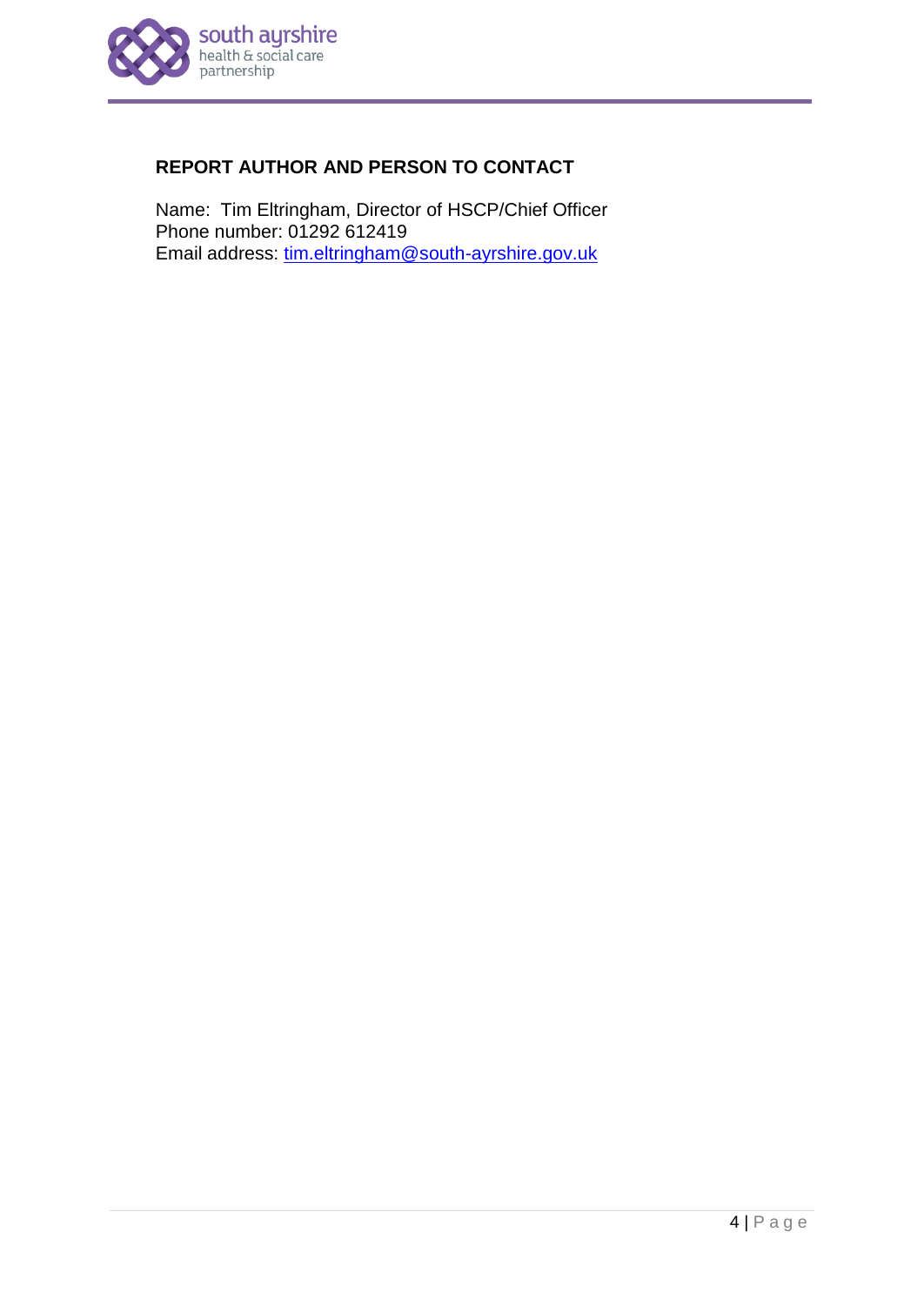## REPORT AUTHOR AND PERSON TO CONTACT

Name: Tim Eltringham, Director of HSCP/Chief Officer
Phone number: 01292 612419
Email address: tim.eltringham@south-ayrshire.gov.uk